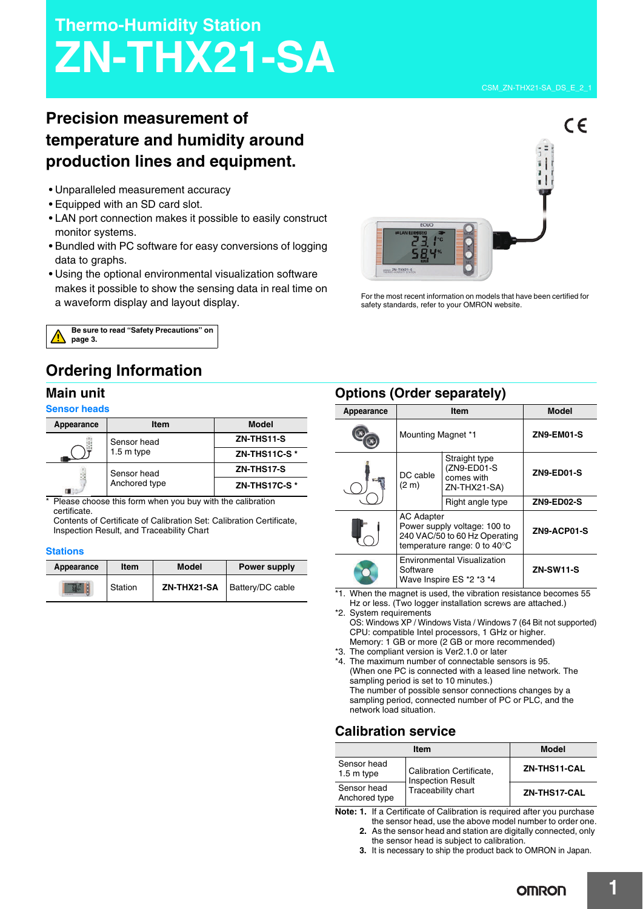# Thermo-Humidity Station
# ZN-THX21-SA

CSM_ZN-THX21-SA_DS_E_2_1

## Precision measurement of temperature and humidity around production lines and equipment.

- Unparalleled measurement accuracy
- Equipped with an SD card slot.
- LAN port connection makes it possible to easily construct monitor systems.
- Bundled with PC software for easy conversions of logging data to graphs.
- Using the optional environmental visualization software makes it possible to show the sensing data in real time on a waveform display and layout display.

For the most recent information on models that have been certified for safety standards, refer to your OMRON website.

**Be sure to read "Safety Precautions" on page 3.**

## Ordering Information

### Main unit

#### Sensor heads

| Appearance | Item | Model |
|---|---|---|
| | Sensor head 1.5 m type | ZN-THS11-S |
| | | ZN-THS11C-S * |
| | Sensor head Anchored type | ZN-THS17-S |
| | | ZN-THS17C-S * |

\* Please choose this form when you buy with the calibration certificate.
Contents of Certificate of Calibration Set: Calibration Certificate, Inspection Result, and Traceability Chart

#### Stations

| Appearance | Item | Model | Power supply |
|---|---|---|---|
| | Station | ZN-THX21-SA | Battery/DC cable |

### Options (Order separately)

| Appearance | Item | | Model |
|---|---|---|---|
| | Mounting Magnet *1 | | ZN9-EM01-S |
| | DC cable (2 m) | Straight type (ZN9-ED01-S comes with ZN-THX21-SA) | ZN9-ED01-S |
| | | Right angle type | ZN9-ED02-S |
| | AC Adapter Power supply voltage: 100 to 240 VAC/50 to 60 Hz Operating temperature range: 0 to 40°C | | ZN9-ACP01-S |
| | Environmental Visualization Software Wave Inspire ES *2 *3 *4 | | ZN-SW11-S |

*1. When the magnet is used, the vibration resistance becomes 55 Hz or less. (Two logger installation screws are attached.)
*2. System requirements
OS: Windows XP / Windows Vista / Windows 7 (64 Bit not supported)
CPU: compatible Intel processors, 1 GHz or higher.
Memory: 1 GB or more (2 GB or more recommended)
*3. The compliant version is Ver2.1.0 or later
*4. The maximum number of connectable sensors is 95.
(When one PC is connected with a leased line network. The sampling period is set to 10 minutes.)
The number of possible sensor connections changes by a sampling period, connected number of PC or PLC, and the network load situation.

### Calibration service

| Item | | Model |
|---|---|---|
| Sensor head 1.5 m type | Calibration Certificate, Inspection Result Traceability chart | ZN-THS11-CAL |
| Sensor head Anchored type | | ZN-THS17-CAL |

**Note: 1.** If a Certificate of Calibration is required after you purchase the sensor head, use the above model number to order one.
**2.** As the sensor head and station are digitally connected, only the sensor head is subject to calibration.
**3.** It is necessary to ship the product back to OMRON in Japan.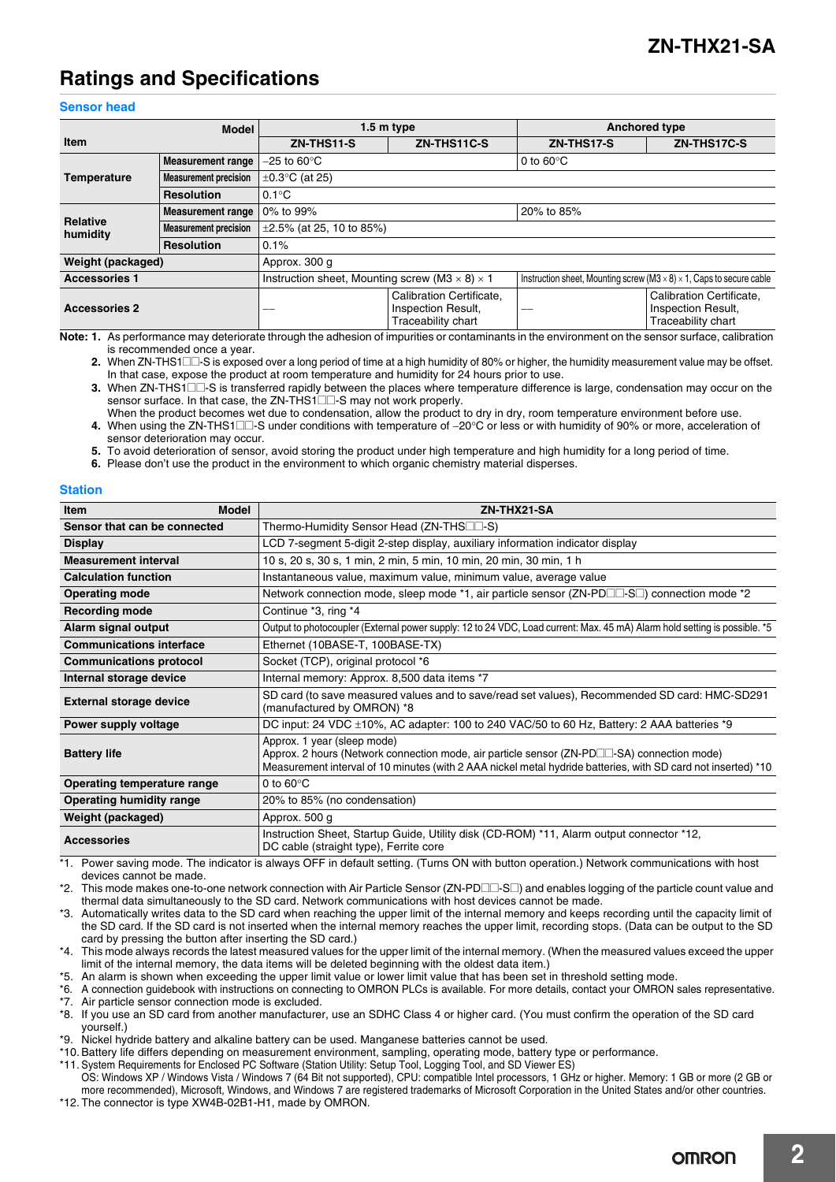# Ratings and Specifications

### Sensor head

| Item | Model | 1.5 m type | | Anchored type | |
|---|---|---|---|---|---|
| | | ZN-THS11-S | ZN-THS11C-S | ZN-THS17-S | ZN-THS17C-S |
| Temperature | Measurement range | –25 to 60°C | | 0 to 60°C | |
| | Measurement precision | ±0.3°C (at 25) | | | |
| | Resolution | 0.1°C | | | |
| Relative humidity | Measurement range | 0% to 99% | | 20% to 85% | |
| | Measurement precision | ±2.5% (at 25, 10 to 85%) | | | |
| | Resolution | 0.1% | | | |
| Weight (packaged) | | Approx. 300 g | | | |
| Accessories 1 | | Instruction sheet, Mounting screw (M3 × 8) × 1 | | Instruction sheet, Mounting screw (M3 × 8) × 1, Caps to secure cable | |
| Accessories 2 | | — | Calibration Certificate, Inspection Result, Traceability chart | — | Calibration Certificate, Inspection Result, Traceability chart |

**Note: 1.** As performance may deteriorate through the adhesion of impurities or contaminants in the environment on the sensor surface, calibration is recommended once a year.

**2.** When ZN-THS1□□-S is exposed over a long period of time at a high humidity of 80% or higher, the humidity measurement value may be offset. In that case, expose the product at room temperature and humidity for 24 hours prior to use.

**3.** When ZN-THS1□□-S is transferred rapidly between the places where temperature difference is large, condensation may occur on the sensor surface. In that case, the ZN-THS1□□-S may not work properly.
When the product becomes wet due to condensation, allow the product to dry in dry, room temperature environment before use.

**4.** When using the ZN-THS1□□-S under conditions with temperature of –20°C or less or with humidity of 90% or more, acceleration of sensor deterioration may occur.

**5.** To avoid deterioration of sensor, avoid storing the product under high temperature and high humidity for a long period of time.

**6.** Please don't use the product in the environment to which organic chemistry material disperses.

### Station

| Item / Model | ZN-THX21-SA |
|---|---|
| Sensor that can be connected | Thermo-Humidity Sensor Head (ZN-THS□□-S) |
| Display | LCD 7-segment 5-digit 2-step display, auxiliary information indicator display |
| Measurement interval | 10 s, 20 s, 30 s, 1 min, 2 min, 5 min, 10 min, 20 min, 30 min, 1 h |
| Calculation function | Instantaneous value, maximum value, minimum value, average value |
| Operating mode | Network connection mode, sleep mode *1, air particle sensor (ZN-PD□□-S□) connection mode *2 |
| Recording mode | Continue *3, ring *4 |
| Alarm signal output | Output to photocoupler (External power supply: 12 to 24 VDC, Load current: Max. 45 mA) Alarm hold setting is possible. *5 |
| Communications interface | Ethernet (10BASE-T, 100BASE-TX) |
| Communications protocol | Socket (TCP), original protocol *6 |
| Internal storage device | Internal memory: Approx. 8,500 data items *7 |
| External storage device | SD card (to save measured values and to save/read set values), Recommended SD card: HMC-SD291 (manufactured by OMRON) *8 |
| Power supply voltage | DC input: 24 VDC ±10%, AC adapter: 100 to 240 VAC/50 to 60 Hz, Battery: 2 AAA batteries *9 |
| Battery life | Approx. 1 year (sleep mode)<br>Approx. 2 hours (Network connection mode, air particle sensor (ZN-PD□□-SA) connection mode)<br>Measurement interval of 10 minutes (with 2 AAA nickel metal hydride batteries, with SD card not inserted) *10 |
| Operating temperature range | 0 to 60°C |
| Operating humidity range | 20% to 85% (no condensation) |
| Weight (packaged) | Approx. 500 g |
| Accessories | Instruction Sheet, Startup Guide, Utility disk (CD-ROM) *11, Alarm output connector *12, DC cable (straight type), Ferrite core |

*1. Power saving mode. The indicator is always OFF in default setting. (Turns ON with button operation.) Network communications with host devices cannot be made.

*2. This mode makes one-to-one network connection with Air Particle Sensor (ZN-PD□□-S□) and enables logging of the particle count value and thermal data simultaneously to the SD card. Network communications with host devices cannot be made.

*3. Automatically writes data to the SD card when reaching the upper limit of the internal memory and keeps recording until the capacity limit of the SD card. If the SD card is not inserted when the internal memory reaches the upper limit, recording stops. (Data can be output to the SD card by pressing the button after inserting the SD card.)

*4. This mode always records the latest measured values for the upper limit of the internal memory. (When the measured values exceed the upper limit of the internal memory, the data items will be deleted beginning with the oldest data item.)

*5. An alarm is shown when exceeding the upper limit value or lower limit value that has been set in threshold setting mode.

*6. A connection guidebook with instructions on connecting to OMRON PLCs is available. For more details, contact your OMRON sales representative.

*7. Air particle sensor connection mode is excluded.

*8. If you use an SD card from another manufacturer, use an SDHC Class 4 or higher card. (You must confirm the operation of the SD card yourself.)

*9. Nickel hydride battery and alkaline battery can be used. Manganese batteries cannot be used.

*10. Battery life differs depending on measurement environment, sampling, operating mode, battery type or performance.

*11. System Requirements for Enclosed PC Software (Station Utility: Setup Tool, Logging Tool, and SD Viewer ES)
OS: Windows XP / Windows Vista / Windows 7 (64 Bit not supported), CPU: compatible Intel processors, 1 GHz or higher. Memory: 1 GB or more (2 GB or more recommended), Microsoft, Windows, and Windows 7 are registered trademarks of Microsoft Corporation in the United States and/or other countries.

*12. The connector is type XW4B-02B1-H1, made by OMRON.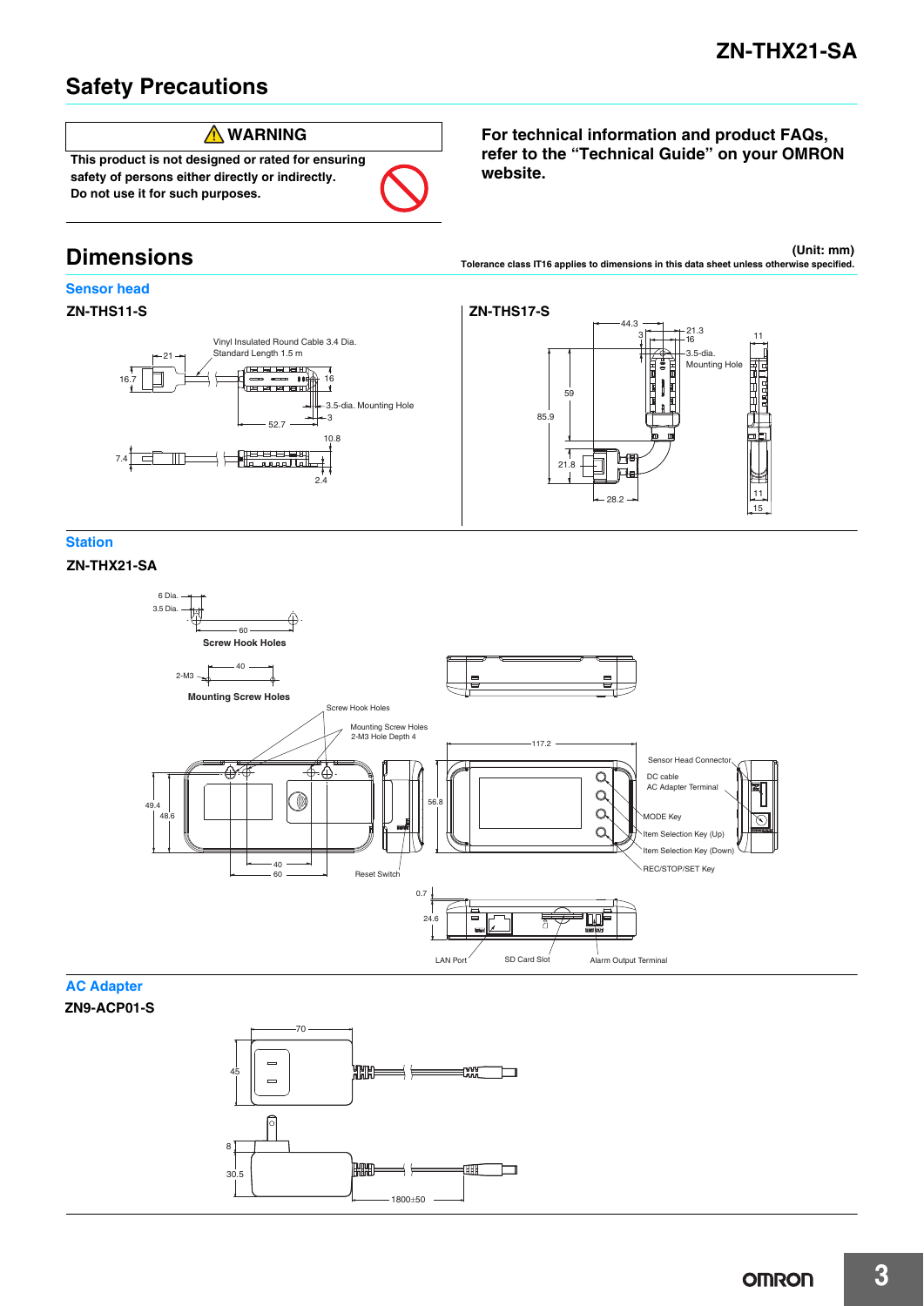# Safety Precautions

**⚠ WARNING**

**This product is not designed or rated for ensuring safety of persons either directly or indirectly. Do not use it for such purposes.**

**For technical information and product FAQs, refer to the "Technical Guide" on your OMRON website.**

# Dimensions

**(Unit: mm)**

**Tolerance class IT16 applies to dimensions in this data sheet unless otherwise specified.**

## Sensor head

### ZN-THS11-S

Vinyl Insulated Round Cable 3.4 Dia. Standard Length 1.5 m

21, 16.7, 16, 3.5-dia. Mounting Hole, 3, 52.7, 10.8, 7.4, 2.4

### ZN-THS17-S

44.3, 3, 21.3, 16, 11, 3.5-dia. Mounting Hole, 59, 85.9, 21.8, 28.2, 11, 15

## Station

### ZN-THX21-SA

6 Dia., 3.5 Dia., 60

**Screw Hook Holes**

2-M3, 40

**Mounting Screw Holes**

Screw Hook Holes

Mounting Screw Holes 2-M3 Hole Depth 4

49.4, 48.6, 40, 60, Reset Switch, 56.8, 117.2

Sensor Head Connector

DC cable AC Adapter Terminal

MODE Key

Item Selection Key (Up)

Item Selection Key (Down)

REC/STOP/SET Key

0.7, 24.6

LAN Port, SD Card Slot, Alarm Output Terminal

## AC Adapter

### ZN9-ACP01-S

70, 45, 8, 30.5, 1800±50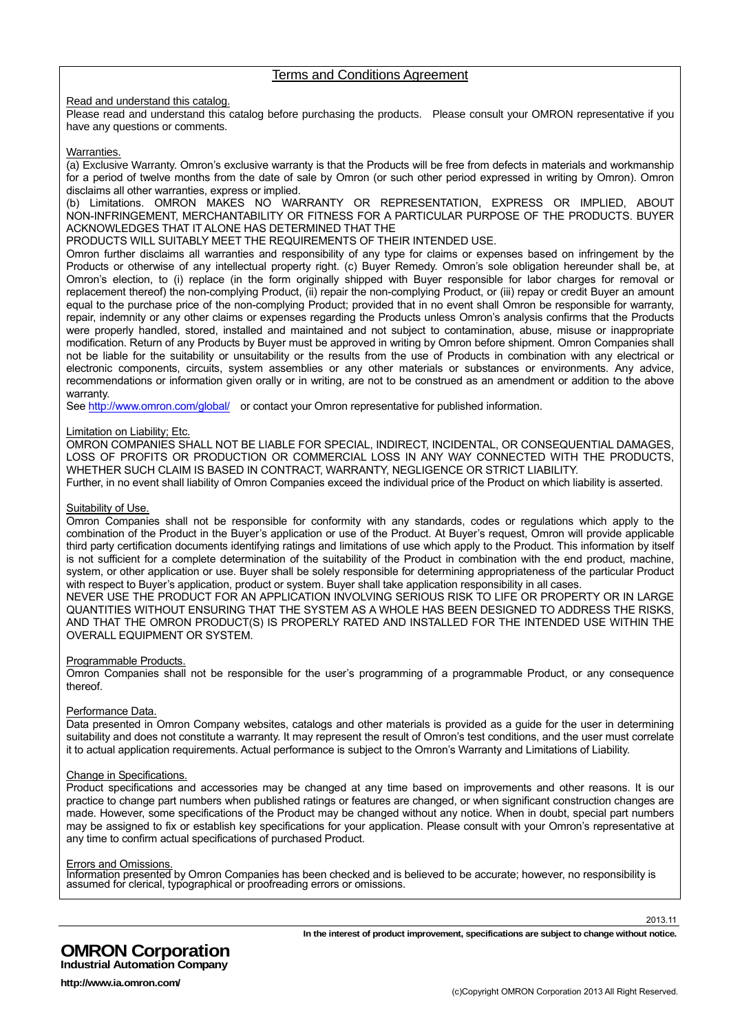# Terms and Conditions Agreement

## Read and understand this catalog.

Please read and understand this catalog before purchasing the products. Please consult your OMRON representative if you have any questions or comments.

## Warranties.

(a) Exclusive Warranty. Omron's exclusive warranty is that the Products will be free from defects in materials and workmanship for a period of twelve months from the date of sale by Omron (or such other period expressed in writing by Omron). Omron disclaims all other warranties, express or implied.

(b) Limitations. OMRON MAKES NO WARRANTY OR REPRESENTATION, EXPRESS OR IMPLIED, ABOUT NON-INFRINGEMENT, MERCHANTABILITY OR FITNESS FOR A PARTICULAR PURPOSE OF THE PRODUCTS. BUYER ACKNOWLEDGES THAT IT ALONE HAS DETERMINED THAT THE PRODUCTS WILL SUITABLY MEET THE REQUIREMENTS OF THEIR INTENDED USE.

Omron further disclaims all warranties and responsibility of any type for claims or expenses based on infringement by the Products or otherwise of any intellectual property right. (c) Buyer Remedy. Omron's sole obligation hereunder shall be, at Omron's election, to (i) replace (in the form originally shipped with Buyer responsible for labor charges for removal or replacement thereof) the non-complying Product, (ii) repair the non-complying Product, or (iii) repay or credit Buyer an amount equal to the purchase price of the non-complying Product; provided that in no event shall Omron be responsible for warranty, repair, indemnity or any other claims or expenses regarding the Products unless Omron's analysis confirms that the Products were properly handled, stored, installed and maintained and not subject to contamination, abuse, misuse or inappropriate modification. Return of any Products by Buyer must be approved in writing by Omron before shipment. Omron Companies shall not be liable for the suitability or unsuitability or the results from the use of Products in combination with any electrical or electronic components, circuits, system assemblies or any other materials or substances or environments. Any advice, recommendations or information given orally or in writing, are not to be construed as an amendment or addition to the above warranty.

See http://www.omron.com/global/ or contact your Omron representative for published information.

## Limitation on Liability; Etc.

OMRON COMPANIES SHALL NOT BE LIABLE FOR SPECIAL, INDIRECT, INCIDENTAL, OR CONSEQUENTIAL DAMAGES, LOSS OF PROFITS OR PRODUCTION OR COMMERCIAL LOSS IN ANY WAY CONNECTED WITH THE PRODUCTS, WHETHER SUCH CLAIM IS BASED IN CONTRACT, WARRANTY, NEGLIGENCE OR STRICT LIABILITY.

Further, in no event shall liability of Omron Companies exceed the individual price of the Product on which liability is asserted.

## Suitability of Use.

Omron Companies shall not be responsible for conformity with any standards, codes or regulations which apply to the combination of the Product in the Buyer's application or use of the Product. At Buyer's request, Omron will provide applicable third party certification documents identifying ratings and limitations of use which apply to the Product. This information by itself is not sufficient for a complete determination of the suitability of the Product in combination with the end product, machine, system, or other application or use. Buyer shall be solely responsible for determining appropriateness of the particular Product with respect to Buyer's application, product or system. Buyer shall take application responsibility in all cases.

NEVER USE THE PRODUCT FOR AN APPLICATION INVOLVING SERIOUS RISK TO LIFE OR PROPERTY OR IN LARGE QUANTITIES WITHOUT ENSURING THAT THE SYSTEM AS A WHOLE HAS BEEN DESIGNED TO ADDRESS THE RISKS, AND THAT THE OMRON PRODUCT(S) IS PROPERLY RATED AND INSTALLED FOR THE INTENDED USE WITHIN THE OVERALL EQUIPMENT OR SYSTEM.

## Programmable Products.

Omron Companies shall not be responsible for the user's programming of a programmable Product, or any consequence thereof.

## Performance Data.

Data presented in Omron Company websites, catalogs and other materials is provided as a guide for the user in determining suitability and does not constitute a warranty. It may represent the result of Omron's test conditions, and the user must correlate it to actual application requirements. Actual performance is subject to the Omron's Warranty and Limitations of Liability.

## Change in Specifications.

Product specifications and accessories may be changed at any time based on improvements and other reasons. It is our practice to change part numbers when published ratings or features are changed, or when significant construction changes are made. However, some specifications of the Product may be changed without any notice. When in doubt, special part numbers may be assigned to fix or establish key specifications for your application. Please consult with your Omron's representative at any time to confirm actual specifications of purchased Product.

## Errors and Omissions.

Information presented by Omron Companies has been checked and is believed to be accurate; however, no responsibility is assumed for clerical, typographical or proofreading errors or omissions.

2013.11

**In the interest of product improvement, specifications are subject to change without notice.**

**OMRON Corporation**
**Industrial Automation Company**

**http://www.ia.omron.com/**

(c)Copyright OMRON Corporation 2013 All Right Reserved.